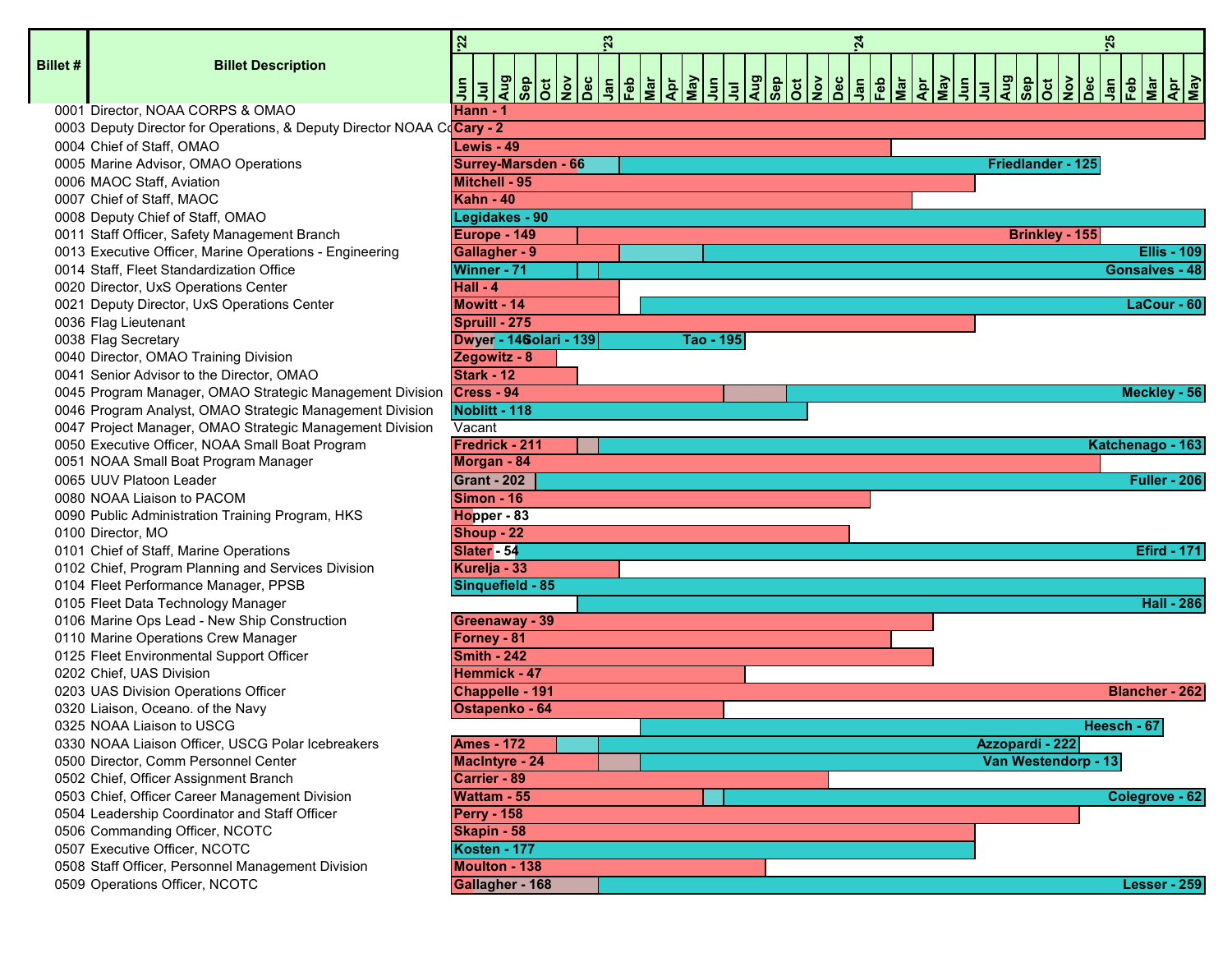| Billet # | Billet Description | Assignments (Jun '22 – May '25) |
|---|---|---|
| 0001 | Director, NOAA CORPS & OMAO | Hann - 1 |
| 0003 | Deputy Director for Operations, & Deputy Director NOAA Co | Cary - 2 |
| 0004 | Chief of Staff, OMAO | Lewis - 49 |
| 0005 | Marine Advisor, OMAO Operations | Surrey-Marsden - 66; Friedlander - 125 |
| 0006 | MAOC Staff, Aviation | Mitchell - 95 |
| 0007 | Chief of Staff, MAOC | Kahn - 40 |
| 0008 | Deputy Chief of Staff, OMAO | Legidakes - 90 |
| 0011 | Staff Officer, Safety Management Branch | Europe - 149; Brinkley - 155 |
| 0013 | Executive Officer, Marine Operations - Engineering | Gallagher - 9; Ellis - 109 |
| 0014 | Staff, Fleet Standardization Office | Winner - 71; Gonsalves - 48 |
| 0020 | Director, UxS Operations Center | Hall - 4 |
| 0021 | Deputy Director, UxS Operations Center | Mowitt - 14; LaCour - 60 |
| 0036 | Flag Lieutenant | Spruill - 275 |
| 0038 | Flag Secretary | Dwyer - 146; Golari - 139; Tao - 195 |
| 0040 | Director, OMAO Training Division | Zegowitz - 8 |
| 0041 | Senior Advisor to the Director, OMAO | Stark - 12 |
| 0045 | Program Manager, OMAO Strategic Management Division | Cress - 94; Meckley - 56 |
| 0046 | Program Analyst, OMAO Strategic Management Division | Noblitt - 118 |
| 0047 | Project Manager, OMAO Strategic Management Division | Vacant |
| 0050 | Executive Officer, NOAA Small Boat Program | Fredrick - 211; Katchenago - 163 |
| 0051 | NOAA Small Boat Program Manager | Morgan - 84 |
| 0065 | UUV Platoon Leader | Grant - 202; Fuller - 206 |
| 0080 | NOAA Liaison to PACOM | Simon - 16 |
| 0090 | Public Administration Training Program, HKS | Hopper - 83 |
| 0100 | Director, MO | Shoup - 22 |
| 0101 | Chief of Staff, Marine Operations | Slater - 54; Efird - 171 |
| 0102 | Chief, Program Planning and Services Division | Kurelja - 33 |
| 0104 | Fleet Performance Manager, PPSB | Sinquefield - 85 |
| 0105 | Fleet Data Technology Manager | Hall - 286 |
| 0106 | Marine Ops Lead - New Ship Construction | Greenaway - 39 |
| 0110 | Marine Operations Crew Manager | Forney - 81 |
| 0125 | Fleet Environmental Support Officer | Smith - 242 |
| 0202 | Chief, UAS Division | Hemmick - 47 |
| 0203 | UAS Division Operations Officer | Chappelle - 191; Blancher - 262 |
| 0320 | Liaison, Oceano. of the Navy | Ostapenko - 64 |
| 0325 | NOAA Liaison to USCG | Heesch - 67 |
| 0330 | NOAA Liaison Officer, USCG Polar Icebreakers | Ames - 172; Azzopardi - 222 |
| 0500 | Director, Comm Personnel Center | MacIntyre - 24; Van Westendorp - 13 |
| 0502 | Chief, Officer Assignment Branch | Carrier - 89 |
| 0503 | Chief, Officer Career Management Division | Wattam - 55; Colegrove - 62 |
| 0504 | Leadership Coordinator and Staff Officer | Perry - 158 |
| 0506 | Commanding Officer, NCOTC | Skapin - 58 |
| 0507 | Executive Officer, NCOTC | Kosten - 177 |
| 0508 | Staff Officer, Personnel Management Division | Moulton - 138 |
| 0509 | Operations Officer, NCOTC | Gallagher - 168; Lesser - 259 |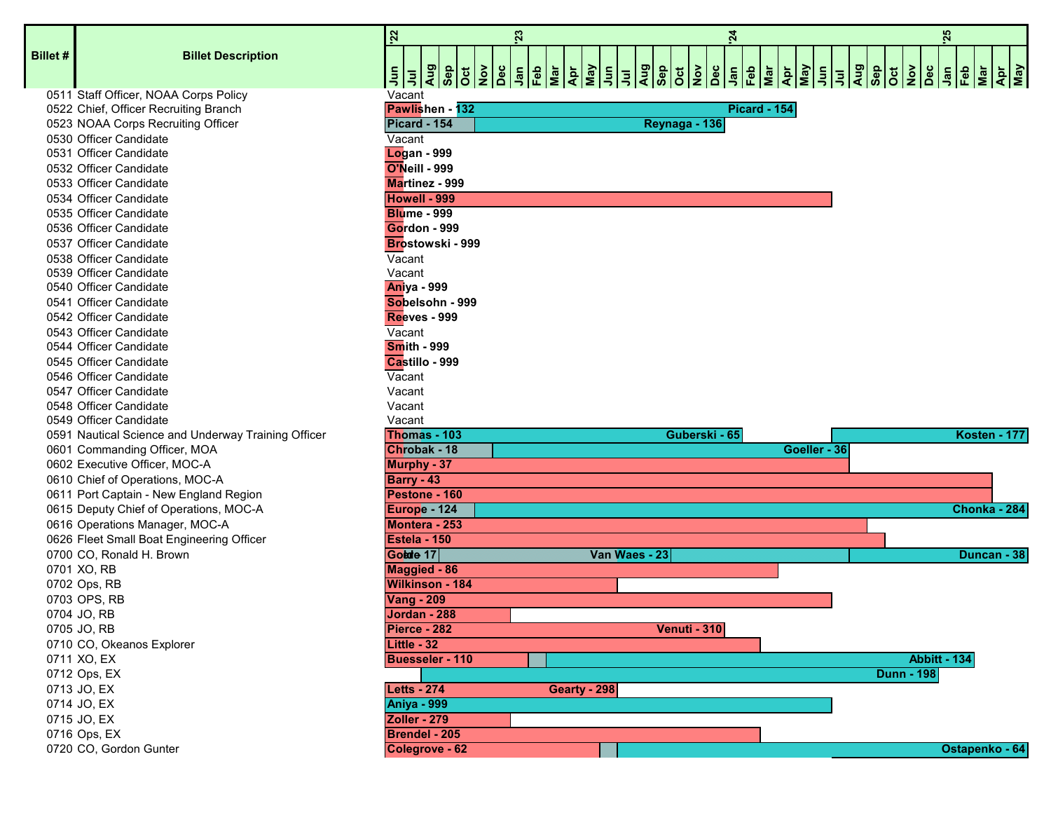| Billet # | Billet Description | Assignments (Jun '22 – May '25) |
|---|---|---|
| 0511 | Staff Officer, NOAA Corps Policy | Vacant |
| 0522 | Chief, Officer Recruiting Branch | Pawlishen - 132; Picard - 154 |
| 0523 | NOAA Corps Recruiting Officer | Picard - 154; Reynaga - 136 |
| 0530 | Officer Candidate | Vacant |
| 0531 | Officer Candidate | Logan - 999 |
| 0532 | Officer Candidate | O'Neill - 999 |
| 0533 | Officer Candidate | Martinez - 999 |
| 0534 | Officer Candidate | Howell - 999 |
| 0535 | Officer Candidate | Blume - 999 |
| 0536 | Officer Candidate | Gordon - 999 |
| 0537 | Officer Candidate | Brostowski - 999 |
| 0538 | Officer Candidate | Vacant |
| 0539 | Officer Candidate | Vacant |
| 0540 | Officer Candidate | Aniya - 999 |
| 0541 | Officer Candidate | Sobelsohn - 999 |
| 0542 | Officer Candidate | Reeves - 999 |
| 0543 | Officer Candidate | Vacant |
| 0544 | Officer Candidate | Smith - 999 |
| 0545 | Officer Candidate | Castillo - 999 |
| 0546 | Officer Candidate | Vacant |
| 0547 | Officer Candidate | Vacant |
| 0548 | Officer Candidate | Vacant |
| 0549 | Officer Candidate | Vacant |
| 0591 | Nautical Science and Underway Training Officer | Thomas - 103; Guberski - 65; Kosten - 177 |
| 0601 | Commanding Officer, MOA | Chrobak - 18; Goeller - 36 |
| 0602 | Executive Officer, MOC-A | Murphy - 37 |
| 0610 | Chief of Operations, MOC-A | Barry - 43 |
| 0611 | Port Captain - New England Region | Pestone - 160 |
| 0615 | Deputy Chief of Operations, MOC-A | Europe - 124; Chonka - 284 |
| 0616 | Operations Manager, MOC-A | Montera - 253 |
| 0626 | Fleet Small Boat Engineering Officer | Estela - 150 |
| 0700 | CO, Ronald H. Brown | Goble - 17; Van Waes - 23; Duncan - 38 |
| 0701 | XO, RB | Maggied - 86 |
| 0702 | Ops, RB | Wilkinson - 184 |
| 0703 | OPS, RB | Vang - 209 |
| 0704 | JO, RB | Jordan - 288 |
| 0705 | JO, RB | Pierce - 282; Venuti - 310 |
| 0710 | CO, Okeanos Explorer | Little - 32 |
| 0711 | XO, EX | Buesseler - 110; Abbitt - 134 |
| 0712 | Ops, EX | Dunn - 198 |
| 0713 | JO, EX | Letts - 274; Gearty - 298 |
| 0714 | JO, EX | Aniya - 999 |
| 0715 | JO, EX | Zoller - 279 |
| 0716 | Ops, EX | Brendel - 205 |
| 0720 | CO, Gordon Gunter | Colegrove - 62; Ostapenko - 64 |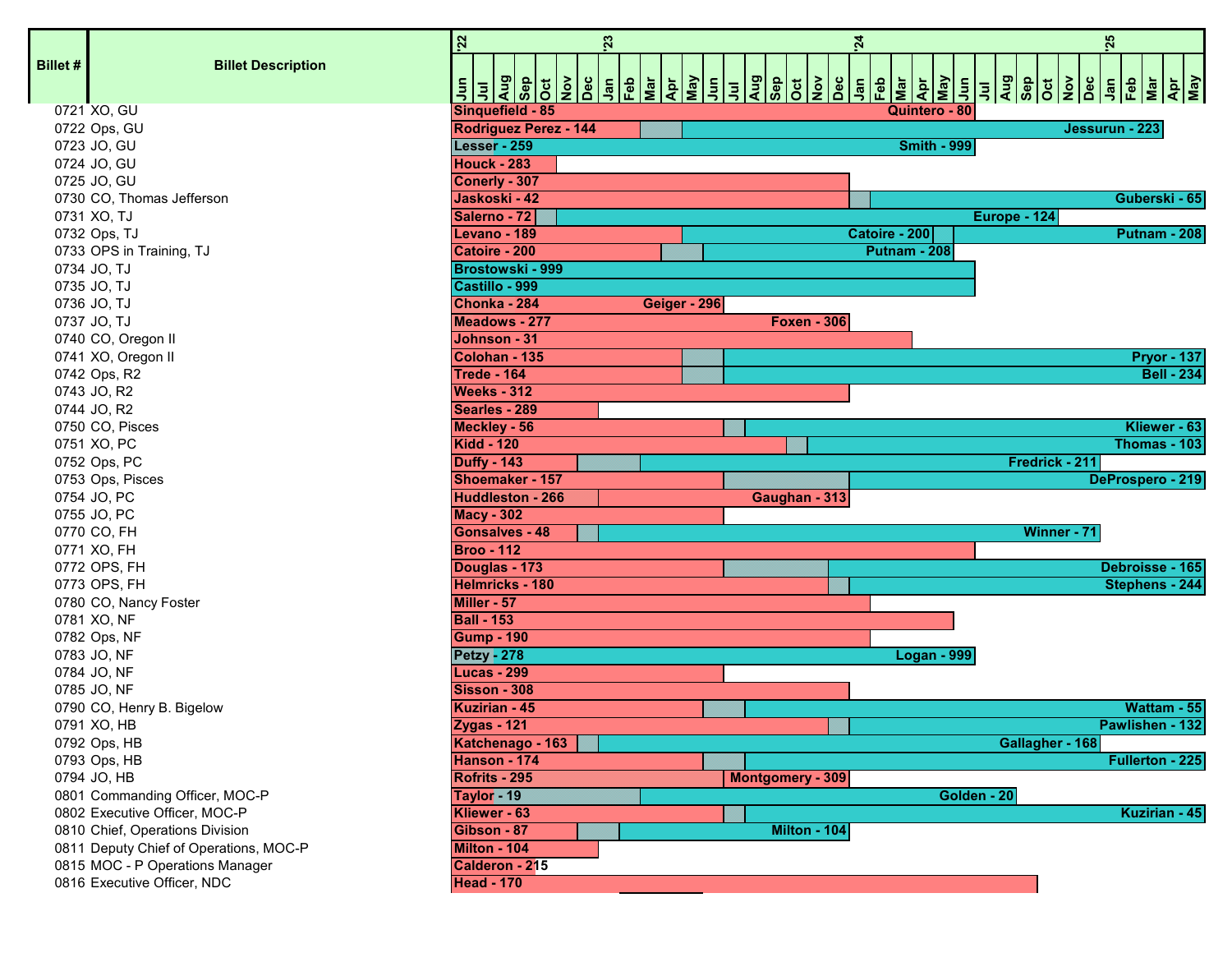| Billet # | Billet Description | Assignments (Jun '22 – May '25) |
|---|---|---|
| 0721 | XO, GU | Sinquefield - 85; Quintero - 80 |
| 0722 | Ops, GU | Rodriguez Perez - 144; Jessurun - 223 |
| 0723 | JO, GU | Lesser - 259; Smith - 999 |
| 0724 | JO, GU | Houck - 283 |
| 0725 | JO, GU | Conerly - 307 |
| 0730 | CO, Thomas Jefferson | Jaskoski - 42; Guberski - 65 |
| 0731 | XO, TJ | Salerno - 72; Europe - 124 |
| 0732 | Ops, TJ | Levano - 189; Catoire - 200; Putnam - 208 |
| 0733 | OPS in Training, TJ | Catoire - 200; Putnam - 208 |
| 0734 | JO, TJ | Brostowski - 999 |
| 0735 | JO, TJ | Castillo - 999 |
| 0736 | JO, TJ | Chonka - 284; Geiger - 296 |
| 0737 | JO, TJ | Meadows - 277; Foxen - 306 |
| 0740 | CO, Oregon II | Johnson - 31 |
| 0741 | XO, Oregon II | Colohan - 135; Pryor - 137 |
| 0742 | Ops, R2 | Trede - 164; Bell - 234 |
| 0743 | JO, R2 | Weeks - 312 |
| 0744 | JO, R2 | Searles - 289 |
| 0750 | CO, Pisces | Meckley - 56; Kliewer - 63 |
| 0751 | XO, PC | Kidd - 120; Thomas - 103 |
| 0752 | Ops, PC | Duffy - 143; Fredrick - 211 |
| 0753 | Ops, Pisces | Shoemaker - 157; DeProspero - 219 |
| 0754 | JO, PC | Huddleston - 266; Gaughan - 313 |
| 0755 | JO, PC | Macy - 302 |
| 0770 | CO, FH | Gonsalves - 48; Winner - 71 |
| 0771 | XO, FH | Broo - 112 |
| 0772 | OPS, FH | Douglas - 173; Debroisse - 165 |
| 0773 | OPS, FH | Helmricks - 180; Stephens - 244 |
| 0780 | CO, Nancy Foster | Miller - 57 |
| 0781 | XO, NF | Ball - 153 |
| 0782 | Ops, NF | Gump - 190 |
| 0783 | JO, NF | Petzy - 278; Logan - 999 |
| 0784 | JO, NF | Lucas - 299 |
| 0785 | JO, NF | Sisson - 308 |
| 0790 | CO, Henry B. Bigelow | Kuzirian - 45; Wattam - 55 |
| 0791 | XO, HB | Zygas - 121; Pawlishen - 132 |
| 0792 | Ops, HB | Katchenago - 163; Gallagher - 168 |
| 0793 | Ops, HB | Hanson - 174; Fullerton - 225 |
| 0794 | JO, HB | Rofrits - 295; Montgomery - 309 |
| 0801 | Commanding Officer, MOC-P | Taylor - 19; Golden - 20 |
| 0802 | Executive Officer, MOC-P | Kliewer - 63; Kuzirian - 45 |
| 0810 | Chief, Operations Division | Gibson - 87; Milton - 104 |
| 0811 | Deputy Chief of Operations, MOC-P | Milton - 104 |
| 0815 | MOC - P Operations Manager | Calderon - 215 |
| 0816 | Executive Officer, NDC | Head - 170 |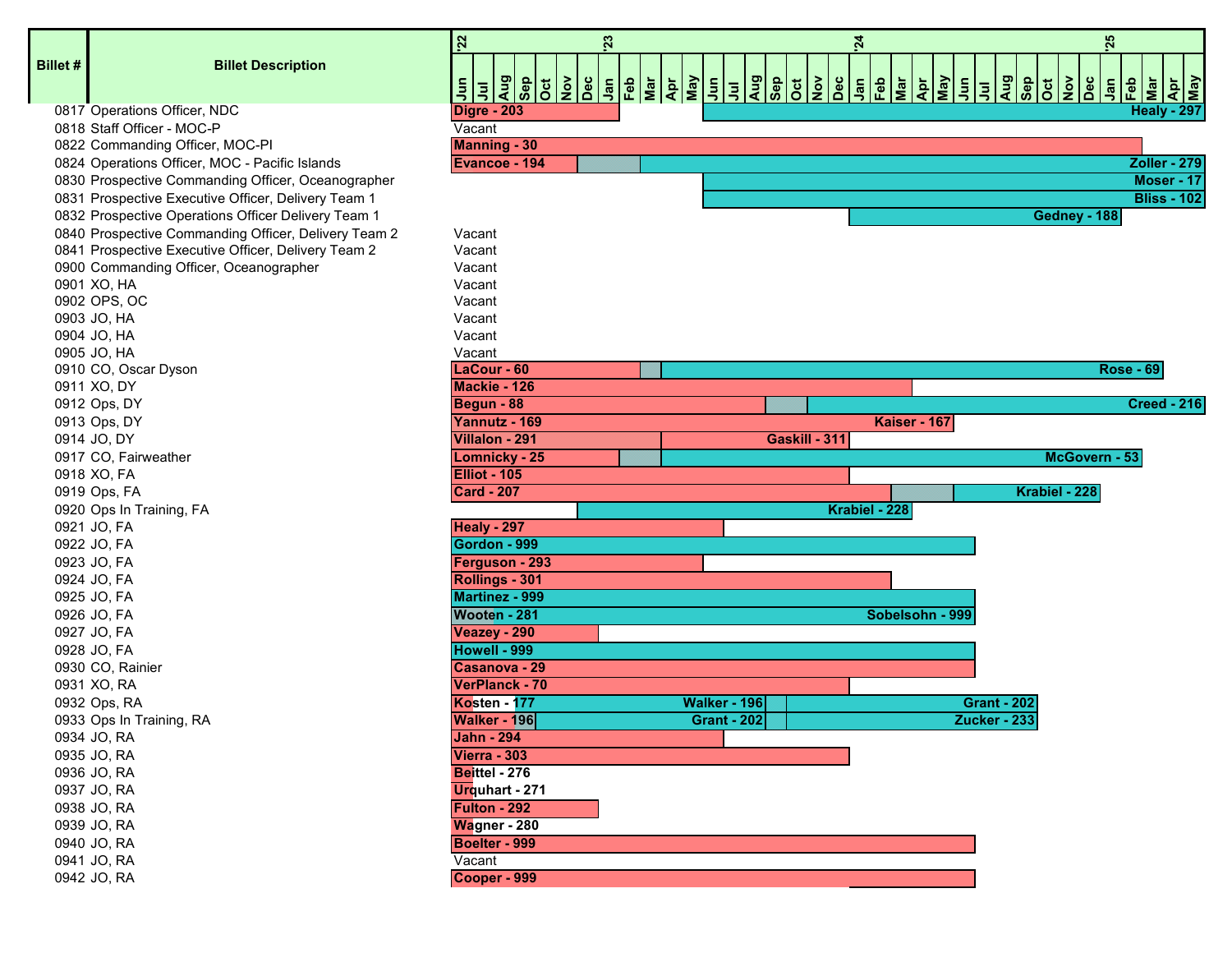| Billet # | Billet Description | Assignments (Jun '22 – May '25) |
|---|---|---|
| 0817 | Operations Officer, NDC | Digre - 203; Healy - 297 |
| 0818 | Staff Officer - MOC-P | Vacant |
| 0822 | Commanding Officer, MOC-PI | Manning - 30 |
| 0824 | Operations Officer, MOC - Pacific Islands | Evancoe - 194; Zoller - 279 |
| 0830 | Prospective Commanding Officer, Oceanographer | Moser - 17 |
| 0831 | Prospective Executive Officer, Delivery Team 1 | Bliss - 102 |
| 0832 | Prospective Operations Officer Delivery Team 1 | Gedney - 188 |
| 0840 | Prospective Commanding Officer, Delivery Team 2 | Vacant |
| 0841 | Prospective Executive Officer, Delivery Team 2 | Vacant |
| 0900 | Commanding Officer, Oceanographer | Vacant |
| 0901 | XO, HA | Vacant |
| 0902 | OPS, OC | Vacant |
| 0903 | JO, HA | Vacant |
| 0904 | JO, HA | Vacant |
| 0905 | JO, HA | Vacant |
| 0910 | CO, Oscar Dyson | LaCour - 60; Rose - 69 |
| 0911 | XO, DY | Mackie - 126 |
| 0912 | Ops, DY | Begun - 88; Creed - 216 |
| 0913 | Ops, DY | Yannutz - 169; Kaiser - 167 |
| 0914 | JO, DY | Villalon - 291; Gaskill - 311 |
| 0917 | CO, Fairweather | Lomnicky - 25; McGovern - 53 |
| 0918 | XO, FA | Elliot - 105 |
| 0919 | Ops, FA | Card - 207; Krabiel - 228 |
| 0920 | Ops In Training, FA | Krabiel - 228 |
| 0921 | JO, FA | Healy - 297 |
| 0922 | JO, FA | Gordon - 999 |
| 0923 | JO, FA | Ferguson - 293 |
| 0924 | JO, FA | Rollings - 301 |
| 0925 | JO, FA | Martinez - 999 |
| 0926 | JO, FA | Wooten - 281; Sobelsohn - 999 |
| 0927 | JO, FA | Veazey - 290 |
| 0928 | JO, FA | Howell - 999 |
| 0930 | CO, Rainier | Casanova - 29 |
| 0931 | XO, RA | VerPlanck - 70 |
| 0932 | Ops, RA | Kosten - 177; Walker - 196; Grant - 202 |
| 0933 | Ops In Training, RA | Walker - 196; Grant - 202; Zucker - 233 |
| 0934 | JO, RA | Jahn - 294 |
| 0935 | JO, RA | Vierra - 303 |
| 0936 | JO, RA | Beittel - 276 |
| 0937 | JO, RA | Urquhart - 271 |
| 0938 | JO, RA | Fulton - 292 |
| 0939 | JO, RA | Wagner - 280 |
| 0940 | JO, RA | Boelter - 999 |
| 0941 | JO, RA | Vacant |
| 0942 | JO, RA | Cooper - 999 |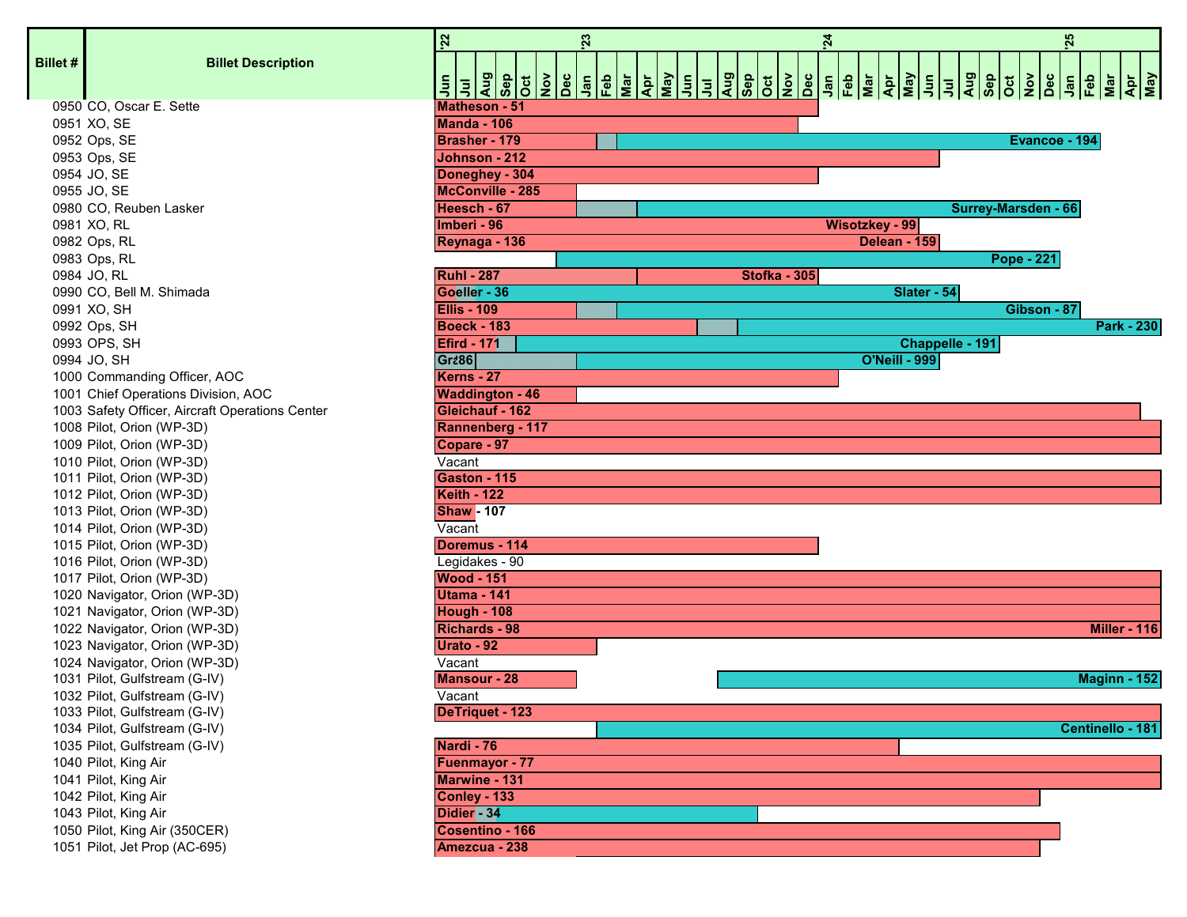| Billet # | Billet Description | Assignments (Jun '22 – May '25) |
|---|---|---|
| 0950 | CO, Oscar E. Sette | Matheson - 51 |
| 0951 | XO, SE | Manda - 106 |
| 0952 | Ops, SE | Brasher - 179; Evancoe - 194 |
| 0953 | Ops, SE | Johnson - 212 |
| 0954 | JO, SE | Doneghey - 304 |
| 0955 | JO, SE | McConville - 285 |
| 0980 | CO, Reuben Lasker | Heesch - 67; Surrey-Marsden - 66 |
| 0981 | XO, RL | Imberi - 96; Wisotzkey - 99 |
| 0982 | Ops, RL | Reynaga - 136; Delean - 159 |
| 0983 | Ops, RL | Pope - 221 |
| 0984 | JO, RL | Ruhl - 287; Stofka - 305 |
| 0990 | CO, Bell M. Shimada | Goeller - 36; Slater - 54 |
| 0991 | XO, SH | Ellis - 109; Gibson - 87 |
| 0992 | Ops, SH | Boeck - 183; Park - 230 |
| 0993 | OPS, SH | Efird - 171; Chappelle - 191 |
| 0994 | JO, SH | Gr... 286; O'Neill - 999 |
| 1000 | Commanding Officer, AOC | Kerns - 27 |
| 1001 | Chief Operations Division, AOC | Waddington - 46 |
| 1003 | Safety Officer, Aircraft Operations Center | Gleichauf - 162 |
| 1008 | Pilot, Orion (WP-3D) | Rannenberg - 117 |
| 1009 | Pilot, Orion (WP-3D) | Copare - 97 |
| 1010 | Pilot, Orion (WP-3D) | Vacant |
| 1011 | Pilot, Orion (WP-3D) | Gaston - 115 |
| 1012 | Pilot, Orion (WP-3D) | Keith - 122 |
| 1013 | Pilot, Orion (WP-3D) | Shaw - 107 |
| 1014 | Pilot, Orion (WP-3D) | Vacant |
| 1015 | Pilot, Orion (WP-3D) | Doremus - 114 |
| 1016 | Pilot, Orion (WP-3D) | Legidakes - 90 |
| 1017 | Pilot, Orion (WP-3D) | Wood - 151 |
| 1020 | Navigator, Orion (WP-3D) | Utama - 141 |
| 1021 | Navigator, Orion (WP-3D) | Hough - 108 |
| 1022 | Navigator, Orion (WP-3D) | Richards - 98; Miller - 116 |
| 1023 | Navigator, Orion (WP-3D) | Urato - 92 |
| 1024 | Navigator, Orion (WP-3D) | Vacant |
| 1031 | Pilot, Gulfstream (G-IV) | Mansour - 28; Maginn - 152 |
| 1032 | Pilot, Gulfstream (G-IV) | Vacant |
| 1033 | Pilot, Gulfstream (G-IV) | DeTriquet - 123 |
| 1034 | Pilot, Gulfstream (G-IV) | Centinello - 181 |
| 1035 | Pilot, Gulfstream (G-IV) | Nardi - 76 |
| 1040 | Pilot, King Air | Fuenmayor - 77 |
| 1041 | Pilot, King Air | Marwine - 131 |
| 1042 | Pilot, King Air | Conley - 133 |
| 1043 | Pilot, King Air | Didier - 34 |
| 1050 | Pilot, King Air (350CER) | Cosentino - 166 |
| 1051 | Pilot, Jet Prop (AC-695) | Amezcua - 238 |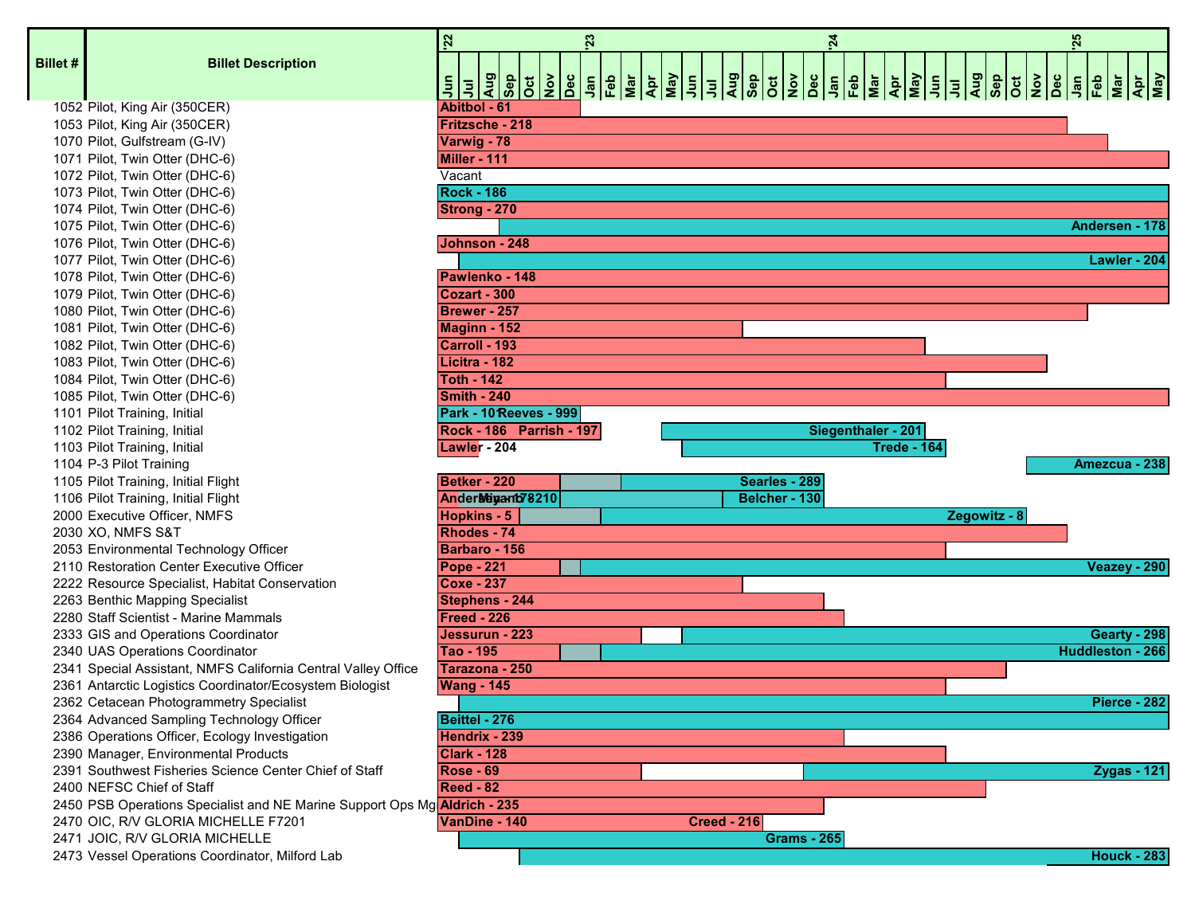| Billet # | Billet Description | Assignments (Jun '22 – May '25) |
|---|---|---|
| 1052 | Pilot, King Air (350CER) | Abitbol - 61 |
| 1053 | Pilot, King Air (350CER) | Fritzsche - 218 |
| 1070 | Pilot, Gulfstream (G-IV) | Varwig - 78 |
| 1071 | Pilot, Twin Otter (DHC-6) | Miller - 111 |
| 1072 | Pilot, Twin Otter (DHC-6) | Vacant |
| 1073 | Pilot, Twin Otter (DHC-6) | Rock - 186 |
| 1074 | Pilot, Twin Otter (DHC-6) | Strong - 270 |
| 1075 | Pilot, Twin Otter (DHC-6) | Andersen - 178 |
| 1076 | Pilot, Twin Otter (DHC-6) | Johnson - 248 |
| 1077 | Pilot, Twin Otter (DHC-6) | Lawler - 204 |
| 1078 | Pilot, Twin Otter (DHC-6) | Pawlenko - 148 |
| 1079 | Pilot, Twin Otter (DHC-6) | Cozart - 300 |
| 1080 | Pilot, Twin Otter (DHC-6) | Brewer - 257 |
| 1081 | Pilot, Twin Otter (DHC-6) | Maginn - 152 |
| 1082 | Pilot, Twin Otter (DHC-6) | Carroll - 193 |
| 1083 | Pilot, Twin Otter (DHC-6) | Licitra - 182 |
| 1084 | Pilot, Twin Otter (DHC-6) | Toth - 142 |
| 1085 | Pilot, Twin Otter (DHC-6) | Smith - 240 |
| 1101 | Pilot Training, Initial | Park - 101; Reeves - 999 |
| 1102 | Pilot Training, Initial | Rock - 186; Parrish - 197; Siegenthaler - 201 |
| 1103 | Pilot Training, Initial | Lawler - 204; Trede - 164 |
| 1104 | P-3 Pilot Training | Amezcua - 238 |
| 1105 | Pilot Training, Initial Flight | Betker - 220; Searles - 289 |
| 1106 | Pilot Training, Initial Flight | Andersen - 178; Mayer - 210; Belcher - 130 |
| 2000 | Executive Officer, NMFS | Hopkins - 5; Zegowitz - 8 |
| 2030 | XO, NMFS S&T | Rhodes - 74 |
| 2053 | Environmental Technology Officer | Barbaro - 156 |
| 2110 | Restoration Center Executive Officer | Pope - 221; Veazey - 290 |
| 2222 | Resource Specialist, Habitat Conservation | Coxe - 237 |
| 2263 | Benthic Mapping Specialist | Stephens - 244 |
| 2280 | Staff Scientist - Marine Mammals | Freed - 226 |
| 2333 | GIS and Operations Coordinator | Jessurun - 223; Gearty - 298 |
| 2340 | UAS Operations Coordinator | Tao - 195; Huddleston - 266 |
| 2341 | Special Assistant, NMFS California Central Valley Office | Tarazona - 250 |
| 2361 | Antarctic Logistics Coordinator/Ecosystem Biologist | Wang - 145 |
| 2362 | Cetacean Photogrammetry Specialist | Pierce - 282 |
| 2364 | Advanced Sampling Technology Officer | Beittel - 276 |
| 2386 | Operations Officer, Ecology Investigation | Hendrix - 239 |
| 2390 | Manager, Environmental Products | Clark - 128 |
| 2391 | Southwest Fisheries Science Center Chief of Staff | Rose - 69; Zygas - 121 |
| 2400 | NEFSC Chief of Staff | Reed - 82 |
| 2450 | PSB Operations Specialist and NE Marine Support Ops Mg | Aldrich - 235 |
| 2470 | OIC, R/V GLORIA MICHELLE F7201 | VanDine - 140; Creed - 216 |
| 2471 | JOIC, R/V GLORIA MICHELLE | Grams - 265 |
| 2473 | Vessel Operations Coordinator, Milford Lab | Houck - 283 |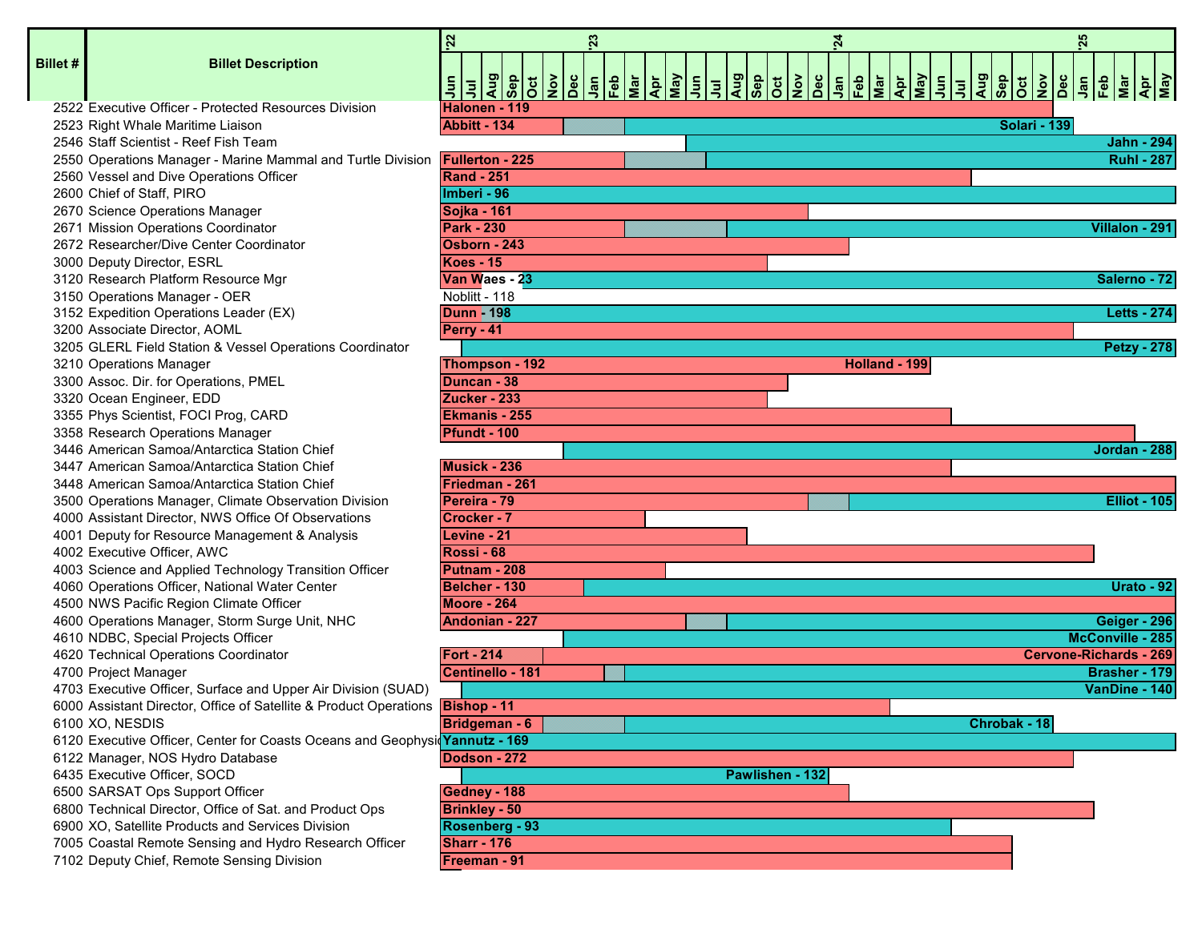| Billet # | Billet Description | Assignments (Jun '22 – May '25) |
|---|---|---|
| 2522 | Executive Officer - Protected Resources Division | Halonen - 119 |
| 2523 | Right Whale Maritime Liaison | Abbitt - 134; Solari - 139 |
| 2546 | Staff Scientist - Reef Fish Team | Jahn - 294 |
| 2550 | Operations Manager - Marine Mammal and Turtle Division | Fullerton - 225; Ruhl - 287 |
| 2560 | Vessel and Dive Operations Officer | Rand - 251 |
| 2600 | Chief of Staff, PIRO | Imberi - 96 |
| 2670 | Science Operations Manager | Sojka - 161 |
| 2671 | Mission Operations Coordinator | Park - 230; Villalon - 291 |
| 2672 | Researcher/Dive Center Coordinator | Osborn - 243 |
| 3000 | Deputy Director, ESRL | Koes - 15 |
| 3120 | Research Platform Resource Mgr | Van Waes - 23; Salerno - 72 |
| 3150 | Operations Manager - OER | Noblitt - 118 |
| 3152 | Expedition Operations Leader (EX) | Dunn - 198; Letts - 274 |
| 3200 | Associate Director, AOML | Perry - 41 |
| 3205 | GLERL Field Station & Vessel Operations Coordinator | Petzy - 278 |
| 3210 | Operations Manager | Thompson - 192; Holland - 199 |
| 3300 | Assoc. Dir. for Operations, PMEL | Duncan - 38 |
| 3320 | Ocean Engineer, EDD | Zucker - 233 |
| 3355 | Phys Scientist, FOCI Prog, CARD | Ekmanis - 255 |
| 3358 | Research Operations Manager | Pfundt - 100 |
| 3446 | American Samoa/Antarctica Station Chief | Jordan - 288 |
| 3447 | American Samoa/Antarctica Station Chief | Musick - 236 |
| 3448 | American Samoa/Antarctica Station Chief | Friedman - 261 |
| 3500 | Operations Manager, Climate Observation Division | Pereira - 79; Elliot - 105 |
| 4000 | Assistant Director, NWS Office Of Observations | Crocker - 7 |
| 4001 | Deputy for Resource Management & Analysis | Levine - 21 |
| 4002 | Executive Officer, AWC | Rossi - 68 |
| 4003 | Science and Applied Technology Transition Officer | Putnam - 208 |
| 4060 | Operations Officer, National Water Center | Belcher - 130; Urato - 92 |
| 4500 | NWS Pacific Region Climate Officer | Moore - 264 |
| 4600 | Operations Manager, Storm Surge Unit, NHC | Andonian - 227; Geiger - 296 |
| 4610 | NDBC, Special Projects Officer | McConville - 285 |
| 4620 | Technical Operations Coordinator | Fort - 214; Cervone-Richards - 269 |
| 4700 | Project Manager | Centinello - 181; Brasher - 179 |
| 4703 | Executive Officer, Surface and Upper Air Division (SUAD) | VanDine - 140 |
| 6000 | Assistant Director, Office of Satellite & Product Operations | Bishop - 11 |
| 6100 | XO, NESDIS | Bridgeman - 6; Chrobak - 18 |
| 6120 | Executive Officer, Center for Coasts Oceans and Geophysics | Yannutz - 169 |
| 6122 | Manager, NOS Hydro Database | Dodson - 272 |
| 6435 | Executive Officer, SOCD | Pawlishen - 132 |
| 6500 | SARSAT Ops Support Officer | Gedney - 188 |
| 6800 | Technical Director, Office of Sat. and Product Ops | Brinkley - 50 |
| 6900 | XO, Satellite Products and Services Division | Rosenberg - 93 |
| 7005 | Coastal Remote Sensing and Hydro Research Officer | Sharr - 176 |
| 7102 | Deputy Chief, Remote Sensing Division | Freeman - 91 |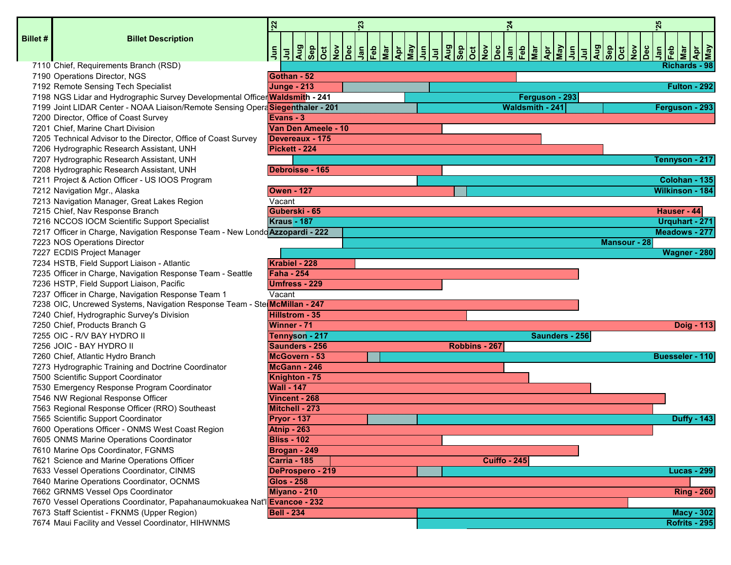| Billet # | Billet Description | Assignments (Jun '22 – May '25) |
|---|---|---|
| 7110 | Chief, Requirements Branch (RSD) | Richards - 98 |
| 7190 | Operations Director, NGS | Gothan - 52 |
| 7192 | Remote Sensing Tech Specialist | Junge - 213; Fulton - 292 |
| 7198 | NGS Lidar and Hydrographic Survey Developmental Officer | Waldsmith - 241; Ferguson - 293 |
| 7199 | Joint LIDAR Center - NOAA Liaison/Remote Sensing Opera | Siegenthaler - 201; Waldsmith - 241; Ferguson - 293 |
| 7200 | Director, Office of Coast Survey | Evans - 3 |
| 7201 | Chief, Marine Chart Division | Van Den Ameele - 10 |
| 7205 | Technical Advisor to the Director, Office of Coast Survey | Devereaux - 175 |
| 7206 | Hydrographic Research Assistant, UNH | Pickett - 224 |
| 7207 | Hydrographic Research Assistant, UNH | Tennyson - 217 |
| 7208 | Hydrographic Research Assistant, UNH | Debroisse - 165 |
| 7211 | Project & Action Officer - US IOOS Program | Colohan - 135 |
| 7212 | Navigation Mgr., Alaska | Owen - 127; Wilkinson - 184 |
| 7213 | Navigation Manager, Great Lakes Region | Vacant |
| 7215 | Chief, Nav Response Branch | Guberski - 65; Hauser - 44 |
| 7216 | NCCOS IOCM Scientific Support Specialist | Kraus - 187; Urquhart - 271 |
| 7217 | Officer in Charge, Navigation Response Team - New Londo | Azzopardi - 222; Meadows - 277 |
| 7223 | NOS Operations Director | Mansour - 28 |
| 7227 | ECDIS Project Manager | Wagner - 280 |
| 7234 | HSTB, Field Support Liaison - Atlantic | Krabiel - 228 |
| 7235 | Officer in Charge, Navigation Response Team - Seattle | Faha - 254 |
| 7236 | HSTP, Field Support Liaison, Pacific | Umfress - 229 |
| 7237 | Officer in Charge, Navigation Response Team 1 | Vacant |
| 7238 | OIC, Uncrewed Systems, Navigation Response Team - Ste | McMillan - 247 |
| 7240 | Chief, Hydrographic Survey's Division | Hillstrom - 35 |
| 7250 | Chief, Products Branch G | Winner - 71; Doig - 113 |
| 7255 | OIC - R/V BAY HYDRO II | Tennyson - 217; Saunders - 256 |
| 7256 | JOIC - BAY HYDRO II | Saunders - 256; Robbins - 267 |
| 7260 | Chief, Atlantic Hydro Branch | McGovern - 53; Buesseler - 110 |
| 7273 | Hydrographic Training and Doctrine Coordinator | McGann - 246 |
| 7500 | Scientific Support Coordinator | Knighton - 75 |
| 7530 | Emergency Response Program Coordinator | Wall - 147 |
| 7546 | NW Regional Response Officer | Vincent - 268 |
| 7563 | Regional Response Officer (RRO) Southeast | Mitchell - 273 |
| 7565 | Scientific Support Coordinator | Pryor - 137; Duffy - 143 |
| 7600 | Operations Officer - ONMS West Coast Region | Atnip - 263 |
| 7605 | ONMS Marine Operations Coordinator | Bliss - 102 |
| 7610 | Marine Ops Coordinator, FGNMS | Brogan - 249 |
| 7621 | Science and Marine Operations Officer | Carria - 185; Cuiffo - 245 |
| 7633 | Vessel Operations Coordinator, CINMS | DeProspero - 219; Lucas - 299 |
| 7640 | Marine Operations Coordinator, OCNMS | Glos - 258 |
| 7662 | GRNMS Vessel Ops Coordinator | Miyano - 210; Ring - 260 |
| 7670 | Vessel Operations Coordinator, Papahanaumokuakea Nat'l | Evancoe - 232 |
| 7673 | Staff Scientist - FKNMS (Upper Region) | Bell - 234; Macy - 302 |
| 7674 | Maui Facility and Vessel Coordinator, HIHWNMS | Rofrits - 295 |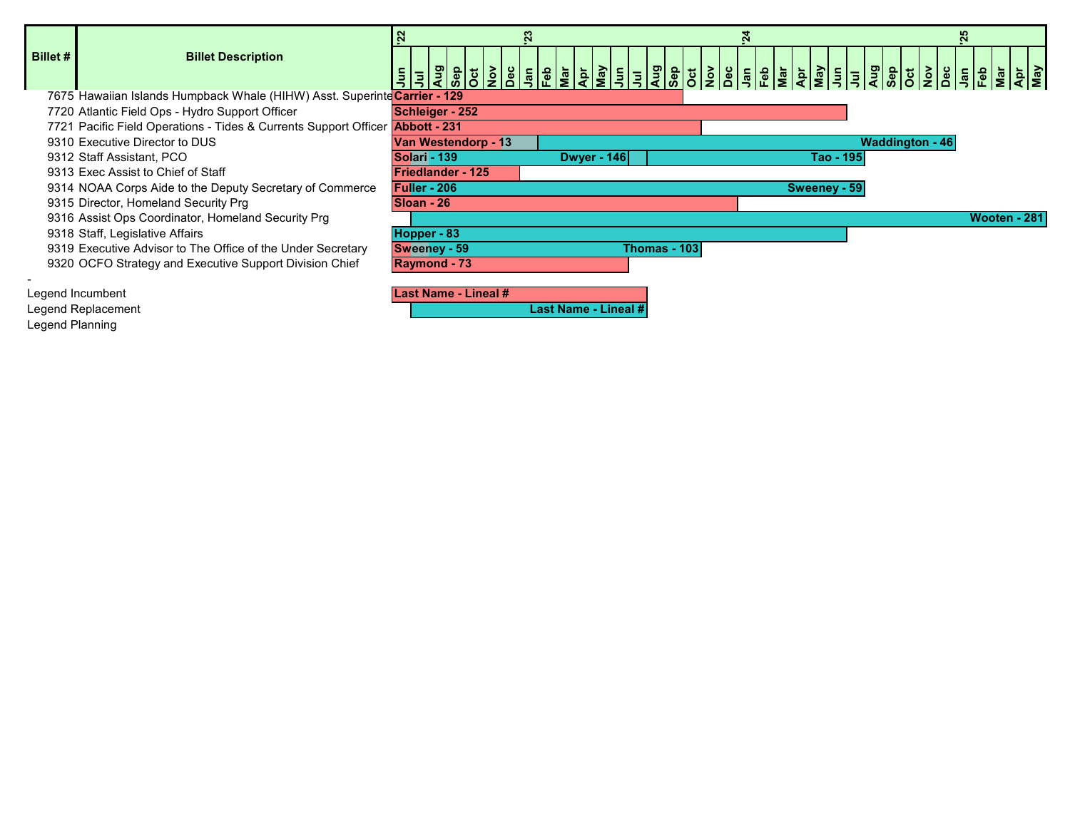| Billet # | Billet Description | '22 Jun – '25 May |
|---|---|---|
| 7675 | Hawaiian Islands Humpback Whale (HIHW) Asst. Superinte | Carrier - 129 |
| 7720 | Atlantic Field Ops - Hydro Support Officer | Schleiger - 252 |
| 7721 | Pacific Field Operations - Tides & Currents Support Officer | Abbott - 231 |
| 9310 | Executive Director to DUS | Van Westendorp - 13; Waddington - 46 |
| 9312 | Staff Assistant, PCO | Solari - 139; Dwyer - 146; Tao - 195 |
| 9313 | Exec Assist to Chief of Staff | Friedlander - 125 |
| 9314 | NOAA Corps Aide to the Deputy Secretary of Commerce | Fuller - 206; Sweeney - 59 |
| 9315 | Director, Homeland Security Prg | Sloan - 26 |
| 9316 | Assist Ops Coordinator, Homeland Security Prg | Wooten - 281 |
| 9318 | Staff, Legislative Affairs | Hopper - 83 |
| 9319 | Executive Advisor to The Office of the Under Secretary | Sweeney - 59; Thomas - 103 |
| 9320 | OCFO Strategy and Executive Support Division Chief | Raymond - 73 |

-

Legend Incumbent: Last Name - Lineal #

Legend Replacement: Last Name - Lineal #

Legend Planning